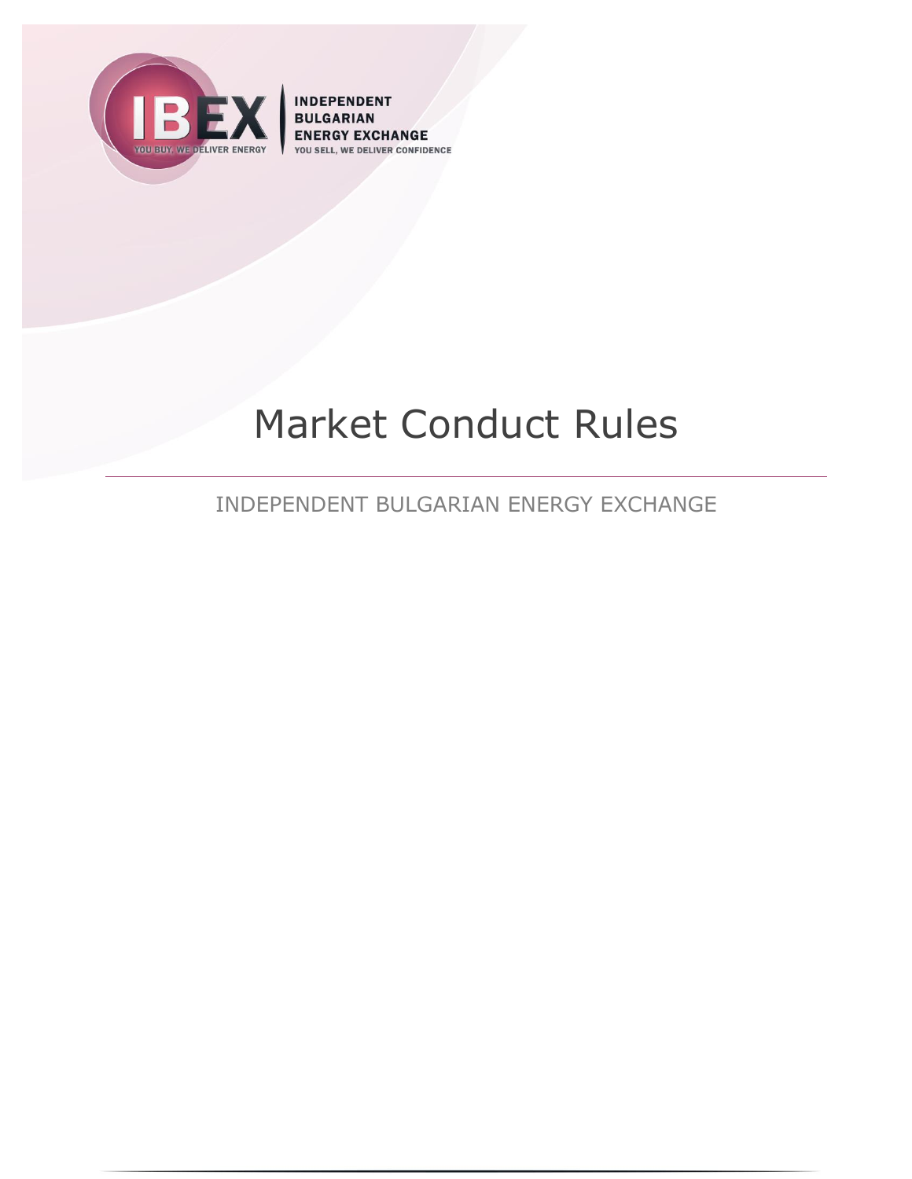INDEPENDENT BULGARIAN ENERGY EXCHANGE

YOU SELL, WE DELIVER CONFIDENCE

# Market Conduct Rules

INDEPENDENT BULGARIAN ENERGY EXCHANGE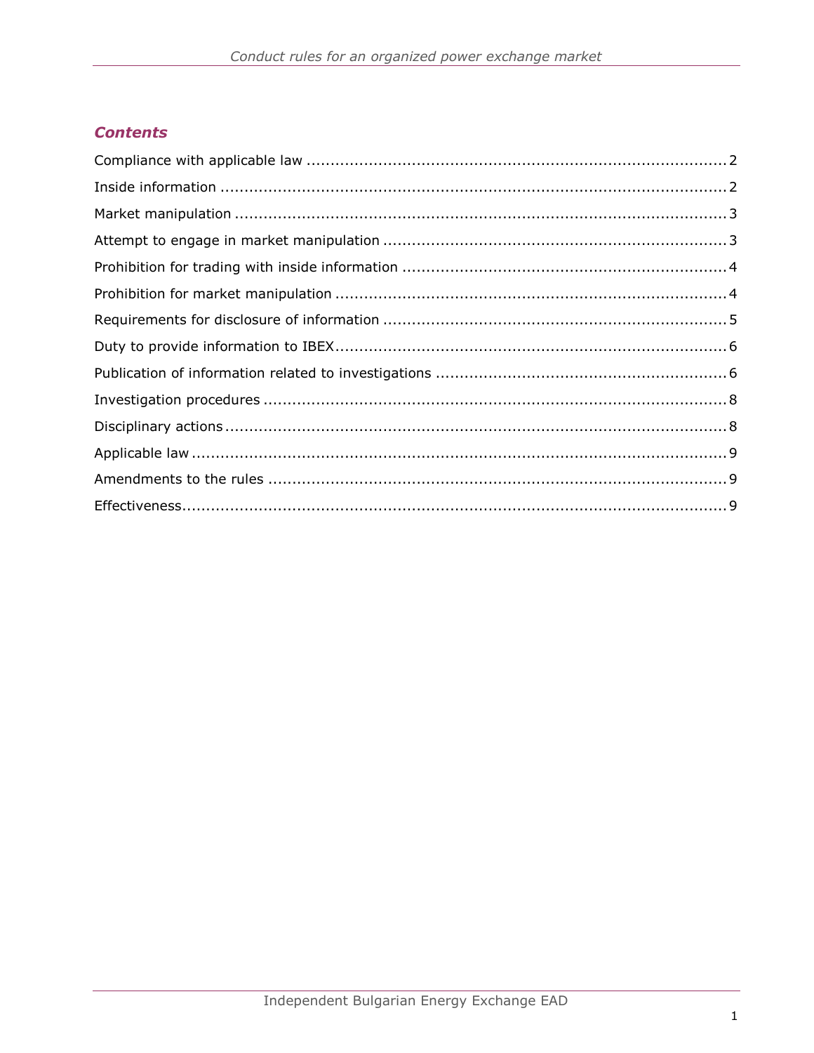## *Contents*

Compliance with applicable law ........................................................................................ 2
Inside information ........................................................................................................... 2
Market manipulation ........................................................................................................ 3
Attempt to engage in market manipulation ........................................................................ 3
Prohibition for trading with inside information ................................................................... 4
Prohibition for market manipulation .................................................................................. 4
Requirements for disclosure of information ........................................................................ 5
Duty to provide information to IBEX .................................................................................. 6
Publication of information related to investigations ............................................................. 6
Investigation procedures .................................................................................................. 8
Disciplinary actions .......................................................................................................... 8
Applicable law ................................................................................................................. 9
Amendments to the rules ................................................................................................. 9
Effectiveness ................................................................................................................... 9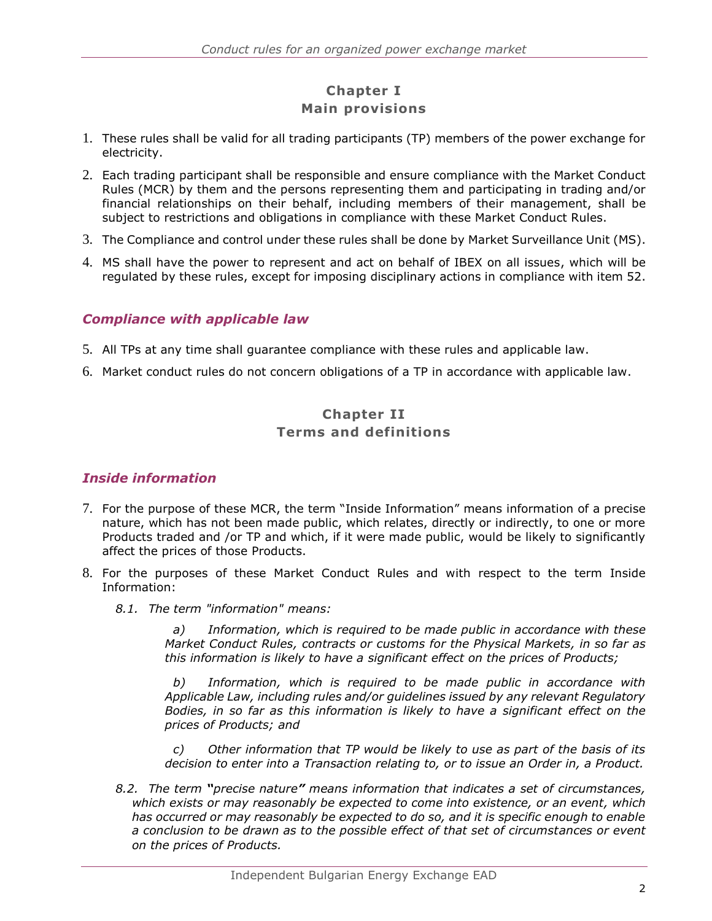## Chapter I
## Main provisions

1. These rules shall be valid for all trading participants (TP) members of the power exchange for electricity.
2. Each trading participant shall be responsible and ensure compliance with the Market Conduct Rules (MCR) by them and the persons representing them and participating in trading and/or financial relationships on their behalf, including members of their management, shall be subject to restrictions and obligations in compliance with these Market Conduct Rules.
3. The Compliance and control under these rules shall be done by Market Surveillance Unit (MS).
4. MS shall have the power to represent and act on behalf of IBEX on all issues, which will be regulated by these rules, except for imposing disciplinary actions in compliance with item 52.

### *Compliance with applicable law*

5. All TPs at any time shall guarantee compliance with these rules and applicable law.
6. Market conduct rules do not concern obligations of a TP in accordance with applicable law.

## Chapter II
## Terms and definitions

### *Inside information*

7. For the purpose of these MCR, the term "Inside Information" means information of a precise nature, which has not been made public, which relates, directly or indirectly, to one or more Products traded and /or TP and which, if it were made public, would be likely to significantly affect the prices of those Products.
8. For the purposes of these Market Conduct Rules and with respect to the term Inside Information:

   *8.1. The term "information" means:*

   *a) Information, which is required to be made public in accordance with these Market Conduct Rules, contracts or customs for the Physical Markets, in so far as this information is likely to have a significant effect on the prices of Products;*

   *b) Information, which is required to be made public in accordance with Applicable Law, including rules and/or guidelines issued by any relevant Regulatory Bodies, in so far as this information is likely to have a significant effect on the prices of Products; and*

   *c) Other information that TP would be likely to use as part of the basis of its decision to enter into a Transaction relating to, or to issue an Order in, a Product.*

   *8.2. The term **"precise nature"** means information that indicates a set of circumstances, which exists or may reasonably be expected to come into existence, or an event, which has occurred or may reasonably be expected to do so, and it is specific enough to enable a conclusion to be drawn as to the possible effect of that set of circumstances or event on the prices of Products.*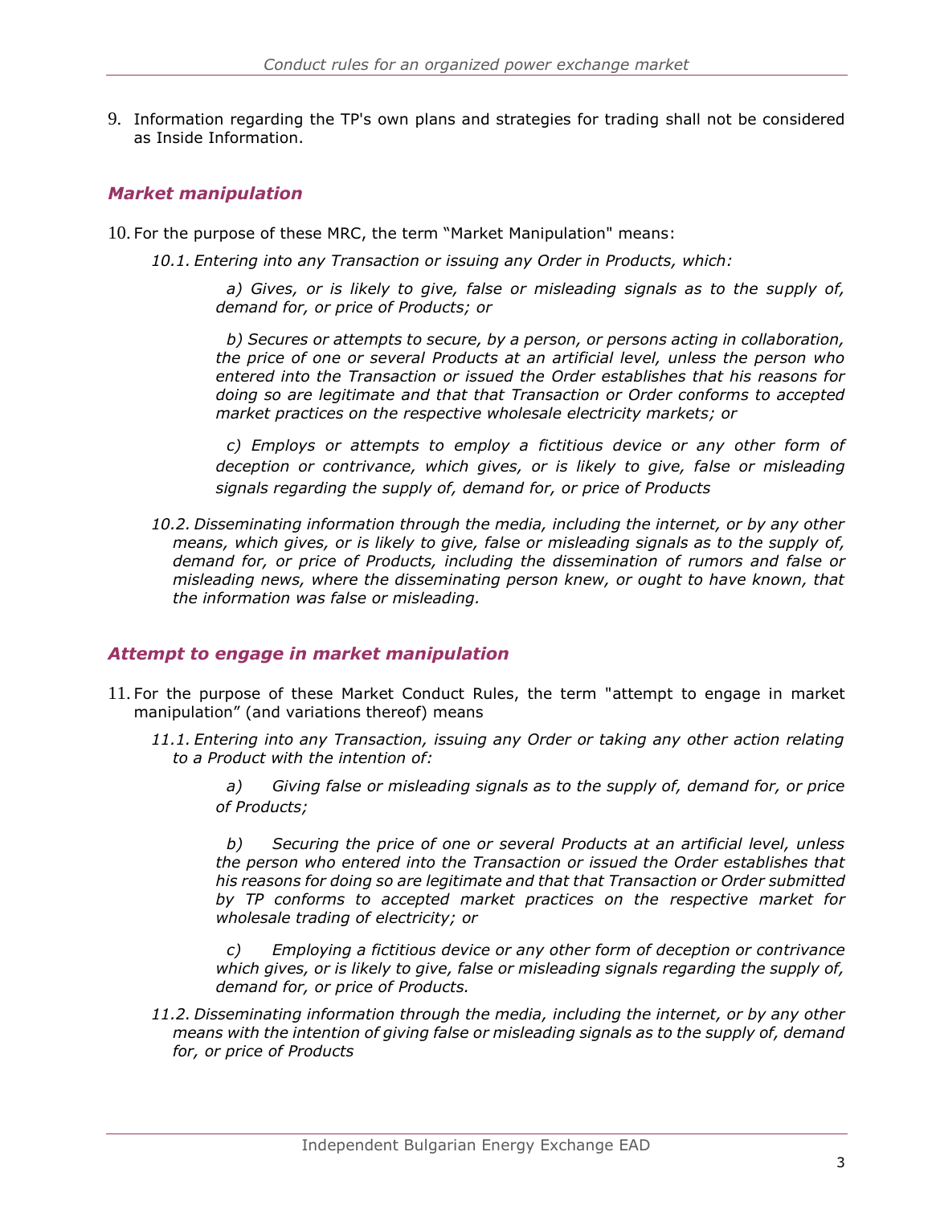9. Information regarding the TP's own plans and strategies for trading shall not be considered as Inside Information.

### *Market manipulation*

10. For the purpose of these MRC, the term "Market Manipulation" means:

  *10.1. Entering into any Transaction or issuing any Order in Products, which:*

    *a) Gives, or is likely to give, false or misleading signals as to the supply of, demand for, or price of Products; or*

    *b) Secures or attempts to secure, by a person, or persons acting in collaboration, the price of one or several Products at an artificial level, unless the person who entered into the Transaction or issued the Order establishes that his reasons for doing so are legitimate and that that Transaction or Order conforms to accepted market practices on the respective wholesale electricity markets; or*

    *c) Employs or attempts to employ a fictitious device or any other form of deception or contrivance, which gives, or is likely to give, false or misleading signals regarding the supply of, demand for, or price of Products*

  *10.2. Disseminating information through the media, including the internet, or by any other means, which gives, or is likely to give, false or misleading signals as to the supply of, demand for, or price of Products, including the dissemination of rumors and false or misleading news, where the disseminating person knew, or ought to have known, that the information was false or misleading.*

### *Attempt to engage in market manipulation*

11. For the purpose of these Market Conduct Rules, the term "attempt to engage in market manipulation" (and variations thereof) means

  *11.1. Entering into any Transaction, issuing any Order or taking any other action relating to a Product with the intention of:*

    *a) Giving false or misleading signals as to the supply of, demand for, or price of Products;*

    *b) Securing the price of one or several Products at an artificial level, unless the person who entered into the Transaction or issued the Order establishes that his reasons for doing so are legitimate and that that Transaction or Order submitted by TP conforms to accepted market practices on the respective market for wholesale trading of electricity; or*

    *c) Employing a fictitious device or any other form of deception or contrivance which gives, or is likely to give, false or misleading signals regarding the supply of, demand for, or price of Products.*

  *11.2. Disseminating information through the media, including the internet, or by any other means with the intention of giving false or misleading signals as to the supply of, demand for, or price of Products*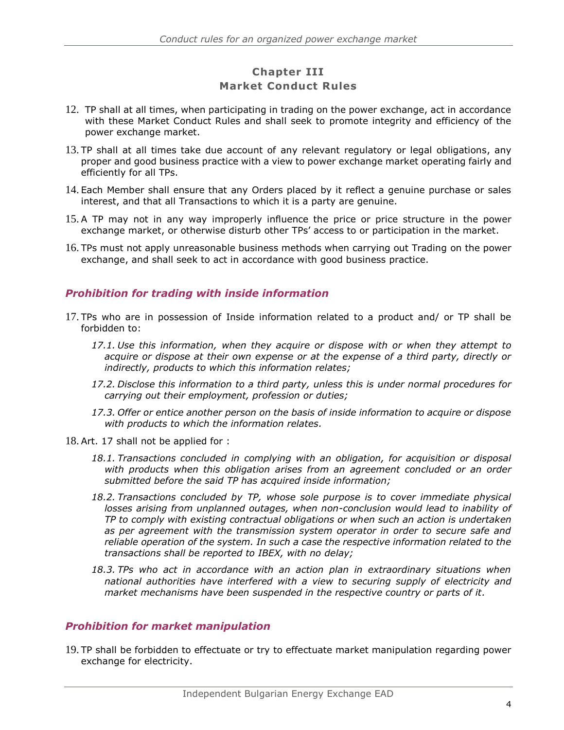## Chapter III
## Market Conduct Rules

12. TP shall at all times, when participating in trading on the power exchange, act in accordance with these Market Conduct Rules and shall seek to promote integrity and efficiency of the power exchange market.

13. TP shall at all times take due account of any relevant regulatory or legal obligations, any proper and good business practice with a view to power exchange market operating fairly and efficiently for all TPs.

14. Each Member shall ensure that any Orders placed by it reflect a genuine purchase or sales interest, and that all Transactions to which it is a party are genuine.

15. A TP may not in any way improperly influence the price or price structure in the power exchange market, or otherwise disturb other TPs' access to or participation in the market.

16. TPs must not apply unreasonable business methods when carrying out Trading on the power exchange, and shall seek to act in accordance with good business practice.

### *Prohibition for trading with inside information*

17. TPs who are in possession of Inside information related to a product and/ or TP shall be forbidden to:

    *17.1. Use this information, when they acquire or dispose with or when they attempt to acquire or dispose at their own expense or at the expense of a third party, directly or indirectly, products to which this information relates;*

    *17.2. Disclose this information to a third party, unless this is under normal procedures for carrying out their employment, profession or duties;*

    *17.3. Offer or entice another person on the basis of inside information to acquire or dispose with products to which the information relates.*

18. Art. 17 shall not be applied for :

    *18.1. Transactions concluded in complying with an obligation, for acquisition or disposal with products when this obligation arises from an agreement concluded or an order submitted before the said TP has acquired inside information;*

    *18.2. Transactions concluded by TP, whose sole purpose is to cover immediate physical losses arising from unplanned outages, when non-conclusion would lead to inability of TP to comply with existing contractual obligations or when such an action is undertaken as per agreement with the transmission system operator in order to secure safe and reliable operation of the system. In such a case the respective information related to the transactions shall be reported to IBEX, with no delay;*

    *18.3. TPs who act in accordance with an action plan in extraordinary situations when national authorities have interfered with a view to securing supply of electricity and market mechanisms have been suspended in the respective country or parts of it.*

### *Prohibition for market manipulation*

19. TP shall be forbidden to effectuate or try to effectuate market manipulation regarding power exchange for electricity.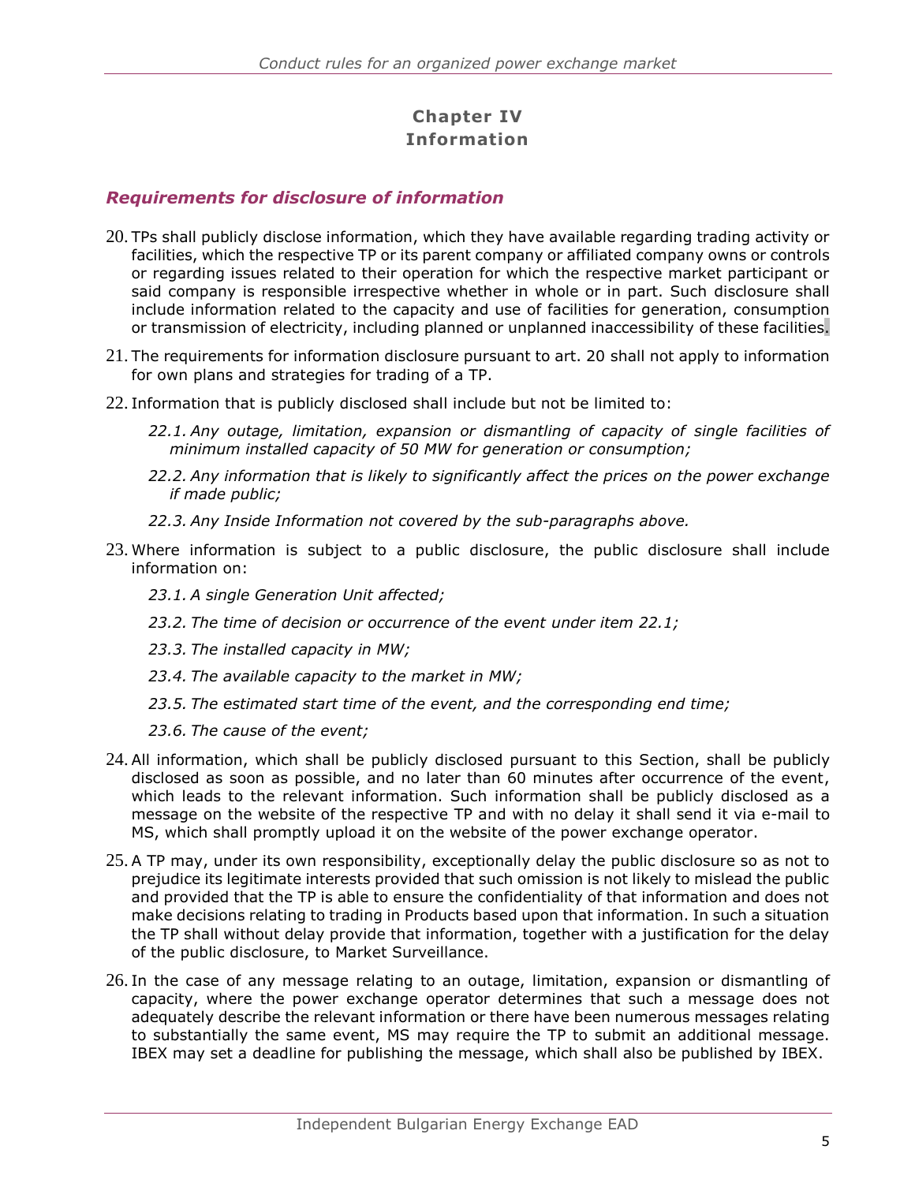## Chapter IV
## Information

### *Requirements for disclosure of information*

20. TPs shall publicly disclose information, which they have available regarding trading activity or facilities, which the respective TP or its parent company or affiliated company owns or controls or regarding issues related to their operation for which the respective market participant or said company is responsible irrespective whether in whole or in part. Such disclosure shall include information related to the capacity and use of facilities for generation, consumption or transmission of electricity, including planned or unplanned inaccessibility of these facilities.

21. The requirements for information disclosure pursuant to art. 20 shall not apply to information for own plans and strategies for trading of a TP.

22. Information that is publicly disclosed shall include but not be limited to:

    *22.1. Any outage, limitation, expansion or dismantling of capacity of single facilities of minimum installed capacity of 50 MW for generation or consumption;*

    *22.2. Any information that is likely to significantly affect the prices on the power exchange if made public;*

    *22.3. Any Inside Information not covered by the sub-paragraphs above.*

23. Where information is subject to a public disclosure, the public disclosure shall include information on:

    *23.1. A single Generation Unit affected;*

    *23.2. The time of decision or occurrence of the event under item 22.1;*

    *23.3. The installed capacity in MW;*

    *23.4. The available capacity to the market in MW;*

    *23.5. The estimated start time of the event, and the corresponding end time;*

    *23.6. The cause of the event;*

24. All information, which shall be publicly disclosed pursuant to this Section, shall be publicly disclosed as soon as possible, and no later than 60 minutes after occurrence of the event, which leads to the relevant information. Such information shall be publicly disclosed as a message on the website of the respective TP and with no delay it shall send it via e-mail to MS, which shall promptly upload it on the website of the power exchange operator.

25. A TP may, under its own responsibility, exceptionally delay the public disclosure so as not to prejudice its legitimate interests provided that such omission is not likely to mislead the public and provided that the TP is able to ensure the confidentiality of that information and does not make decisions relating to trading in Products based upon that information. In such a situation the TP shall without delay provide that information, together with a justification for the delay of the public disclosure, to Market Surveillance.

26. In the case of any message relating to an outage, limitation, expansion or dismantling of capacity, where the power exchange operator determines that such a message does not adequately describe the relevant information or there have been numerous messages relating to substantially the same event, MS may require the TP to submit an additional message. IBEX may set a deadline for publishing the message, which shall also be published by IBEX.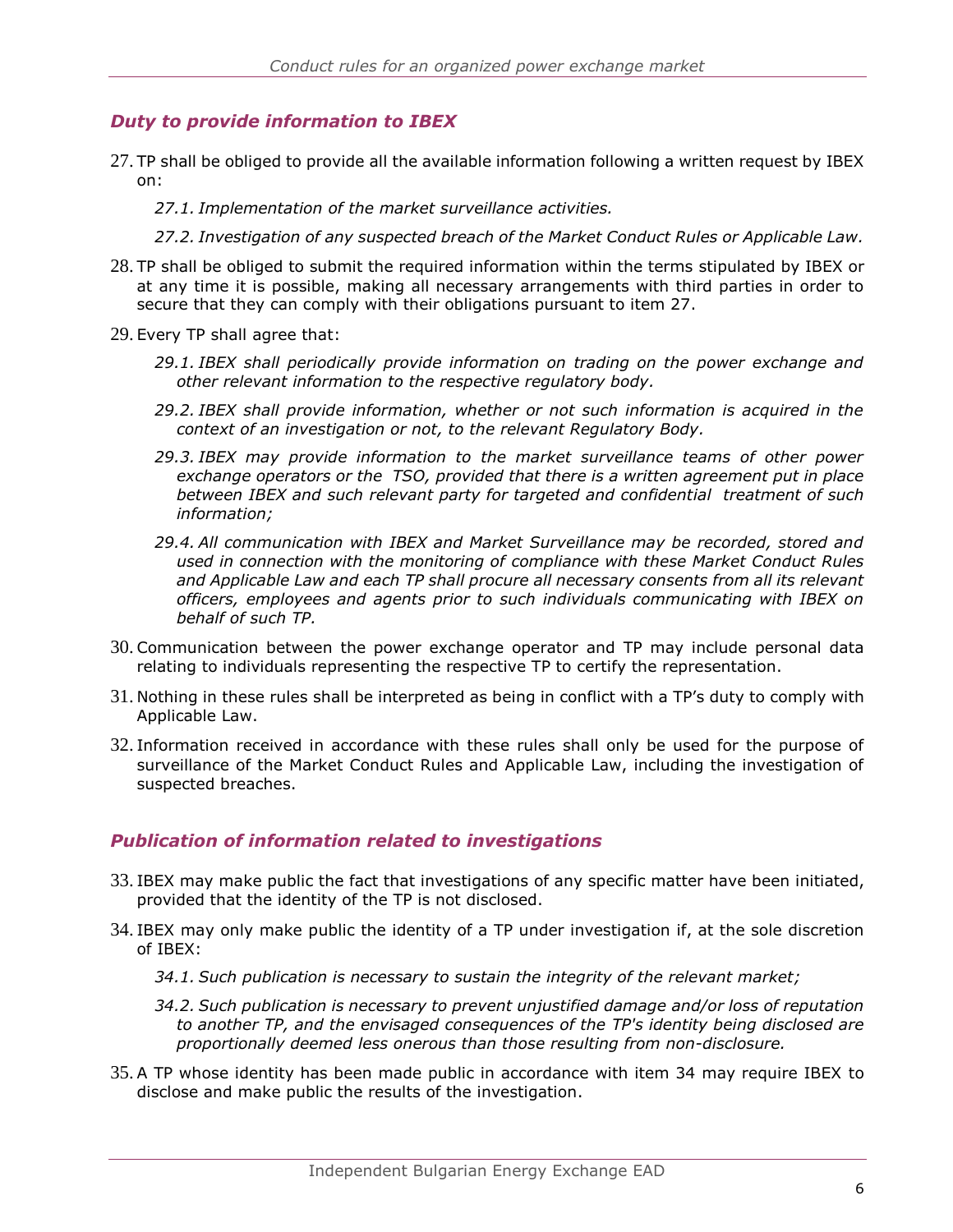### *Duty to provide information to IBEX*

27. TP shall be obliged to provide all the available information following a written request by IBEX on:

    *27.1. Implementation of the market surveillance activities.*

    *27.2. Investigation of any suspected breach of the Market Conduct Rules or Applicable Law.*

28. TP shall be obliged to submit the required information within the terms stipulated by IBEX or at any time it is possible, making all necessary arrangements with third parties in order to secure that they can comply with their obligations pursuant to item 27.

29. Every TP shall agree that:

    *29.1. IBEX shall periodically provide information on trading on the power exchange and other relevant information to the respective regulatory body.*

    *29.2. IBEX shall provide information, whether or not such information is acquired in the context of an investigation or not, to the relevant Regulatory Body.*

    *29.3. IBEX may provide information to the market surveillance teams of other power exchange operators or the TSO, provided that there is a written agreement put in place between IBEX and such relevant party for targeted and confidential treatment of such information;*

    *29.4. All communication with IBEX and Market Surveillance may be recorded, stored and used in connection with the monitoring of compliance with these Market Conduct Rules and Applicable Law and each TP shall procure all necessary consents from all its relevant officers, employees and agents prior to such individuals communicating with IBEX on behalf of such TP.*

30. Communication between the power exchange operator and TP may include personal data relating to individuals representing the respective TP to certify the representation.

31. Nothing in these rules shall be interpreted as being in conflict with a TP's duty to comply with Applicable Law.

32. Information received in accordance with these rules shall only be used for the purpose of surveillance of the Market Conduct Rules and Applicable Law, including the investigation of suspected breaches.

### *Publication of information related to investigations*

33. IBEX may make public the fact that investigations of any specific matter have been initiated, provided that the identity of the TP is not disclosed.

34. IBEX may only make public the identity of a TP under investigation if, at the sole discretion of IBEX:

    *34.1. Such publication is necessary to sustain the integrity of the relevant market;*

    *34.2. Such publication is necessary to prevent unjustified damage and/or loss of reputation to another TP, and the envisaged consequences of the TP's identity being disclosed are proportionally deemed less onerous than those resulting from non-disclosure.*

35. A TP whose identity has been made public in accordance with item 34 may require IBEX to disclose and make public the results of the investigation.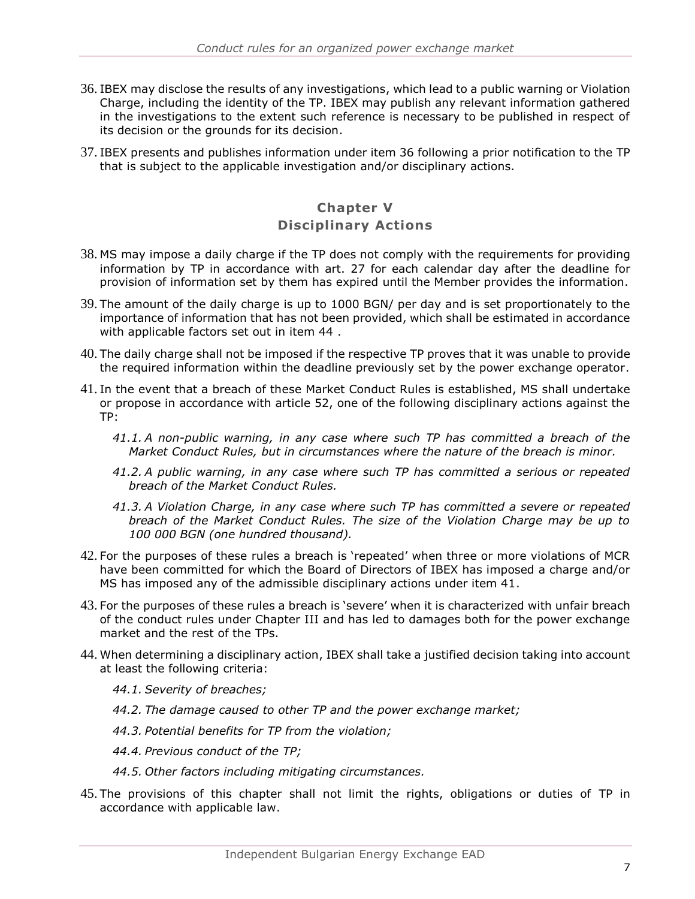36. IBEX may disclose the results of any investigations, which lead to a public warning or Violation Charge, including the identity of the TP. IBEX may publish any relevant information gathered in the investigations to the extent such reference is necessary to be published in respect of its decision or the grounds for its decision.

37. IBEX presents and publishes information under item 36 following a prior notification to the TP that is subject to the applicable investigation and/or disciplinary actions.

## Chapter V
## Disciplinary Actions

38. MS may impose a daily charge if the TP does not comply with the requirements for providing information by TP in accordance with art. 27 for each calendar day after the deadline for provision of information set by them has expired until the Member provides the information.

39. The amount of the daily charge is up to 1000 BGN/ per day and is set proportionately to the importance of information that has not been provided, which shall be estimated in accordance with applicable factors set out in item 44 .

40. The daily charge shall not be imposed if the respective TP proves that it was unable to provide the required information within the deadline previously set by the power exchange operator.

41. In the event that a breach of these Market Conduct Rules is established, MS shall undertake or propose in accordance with article 52, one of the following disciplinary actions against the TP:

    *41.1. A non-public warning, in any case where such TP has committed a breach of the Market Conduct Rules, but in circumstances where the nature of the breach is minor.*

    *41.2. A public warning, in any case where such TP has committed a serious or repeated breach of the Market Conduct Rules.*

    *41.3. A Violation Charge, in any case where such TP has committed a severe or repeated breach of the Market Conduct Rules. The size of the Violation Charge may be up to 100 000 BGN (one hundred thousand).*

42. For the purposes of these rules a breach is 'repeated' when three or more violations of MCR have been committed for which the Board of Directors of IBEX has imposed a charge and/or MS has imposed any of the admissible disciplinary actions under item 41.

43. For the purposes of these rules a breach is 'severe' when it is characterized with unfair breach of the conduct rules under Chapter III and has led to damages both for the power exchange market and the rest of the TPs.

44. When determining a disciplinary action, IBEX shall take a justified decision taking into account at least the following criteria:

    *44.1. Severity of breaches;*

    *44.2. The damage caused to other TP and the power exchange market;*

    *44.3. Potential benefits for TP from the violation;*

    *44.4. Previous conduct of the TP;*

    *44.5. Other factors including mitigating circumstances.*

45. The provisions of this chapter shall not limit the rights, obligations or duties of TP in accordance with applicable law.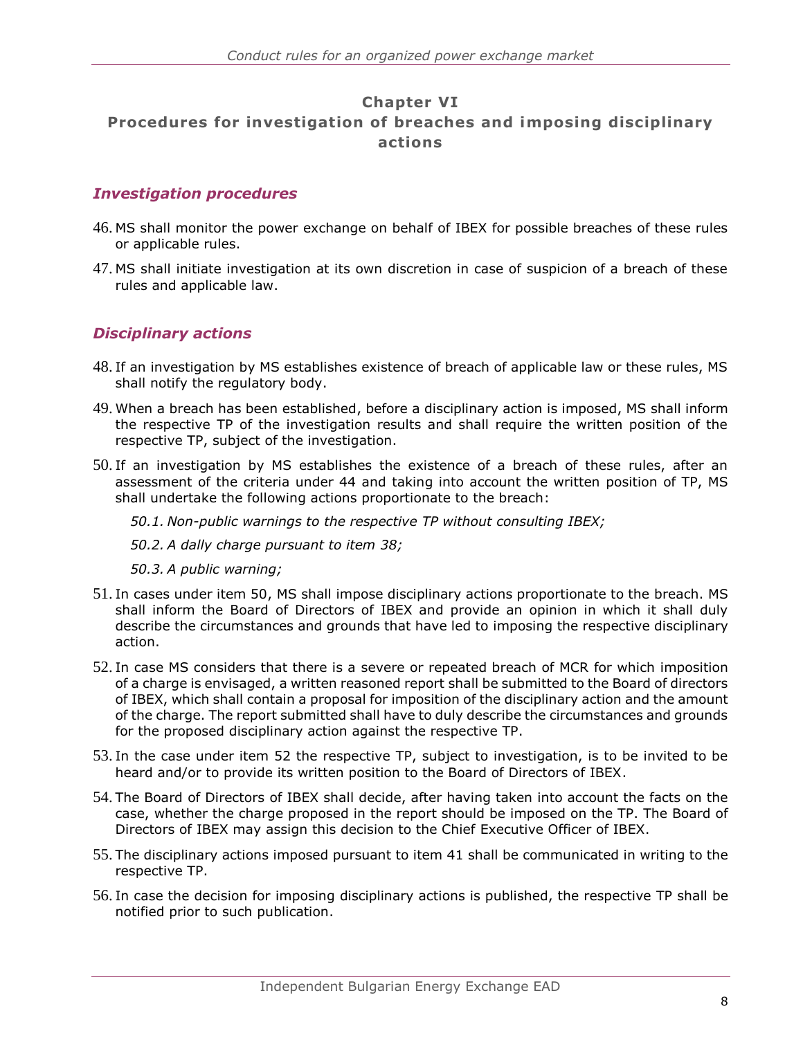## Chapter VI
## Procedures for investigation of breaches and imposing disciplinary actions

### *Investigation procedures*

46. MS shall monitor the power exchange on behalf of IBEX for possible breaches of these rules or applicable rules.

47. MS shall initiate investigation at its own discretion in case of suspicion of a breach of these rules and applicable law.

### *Disciplinary actions*

48. If an investigation by MS establishes existence of breach of applicable law or these rules, MS shall notify the regulatory body.

49. When a breach has been established, before a disciplinary action is imposed, MS shall inform the respective TP of the investigation results and shall require the written position of the respective TP, subject of the investigation.

50. If an investigation by MS establishes the existence of a breach of these rules, after an assessment of the criteria under 44 and taking into account the written position of TP, MS shall undertake the following actions proportionate to the breach:

    *50.1. Non-public warnings to the respective TP without consulting IBEX;*

    *50.2. A dally charge pursuant to item 38;*

    *50.3. A public warning;*

51. In cases under item 50, MS shall impose disciplinary actions proportionate to the breach. MS shall inform the Board of Directors of IBEX and provide an opinion in which it shall duly describe the circumstances and grounds that have led to imposing the respective disciplinary action.

52. In case MS considers that there is a severe or repeated breach of MCR for which imposition of a charge is envisaged, a written reasoned report shall be submitted to the Board of directors of IBEX, which shall contain a proposal for imposition of the disciplinary action and the amount of the charge. The report submitted shall have to duly describe the circumstances and grounds for the proposed disciplinary action against the respective TP.

53. In the case under item 52 the respective TP, subject to investigation, is to be invited to be heard and/or to provide its written position to the Board of Directors of IBEX.

54. The Board of Directors of IBEX shall decide, after having taken into account the facts on the case, whether the charge proposed in the report should be imposed on the TP. The Board of Directors of IBEX may assign this decision to the Chief Executive Officer of IBEX.

55. The disciplinary actions imposed pursuant to item 41 shall be communicated in writing to the respective TP.

56. In case the decision for imposing disciplinary actions is published, the respective TP shall be notified prior to such publication.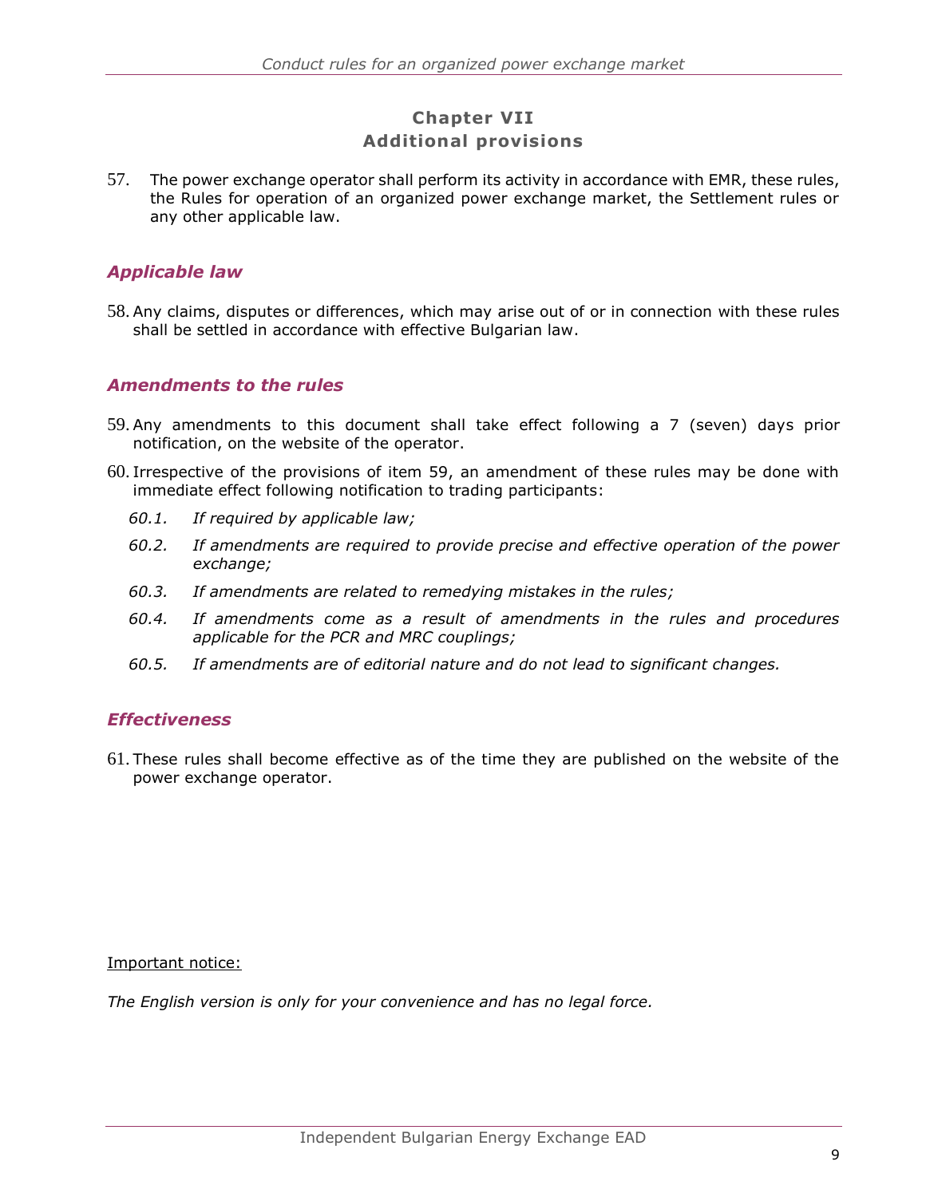## Chapter VII
## Additional provisions

57. The power exchange operator shall perform its activity in accordance with EMR, these rules, the Rules for operation of an organized power exchange market, the Settlement rules or any other applicable law.

### *Applicable law*

58. Any claims, disputes or differences, which may arise out of or in connection with these rules shall be settled in accordance with effective Bulgarian law.

### *Amendments to the rules*

59. Any amendments to this document shall take effect following a 7 (seven) days prior notification, on the website of the operator.

60. Irrespective of the provisions of item 59, an amendment of these rules may be done with immediate effect following notification to trading participants:

   *60.1. If required by applicable law;*

   *60.2. If amendments are required to provide precise and effective operation of the power exchange;*

   *60.3. If amendments are related to remedying mistakes in the rules;*

   *60.4. If amendments come as a result of amendments in the rules and procedures applicable for the PCR and MRC couplings;*

   *60.5. If amendments are of editorial nature and do not lead to significant changes.*

### *Effectiveness*

61. These rules shall become effective as of the time they are published on the website of the power exchange operator.

Important notice:

*The English version is only for your convenience and has no legal force.*